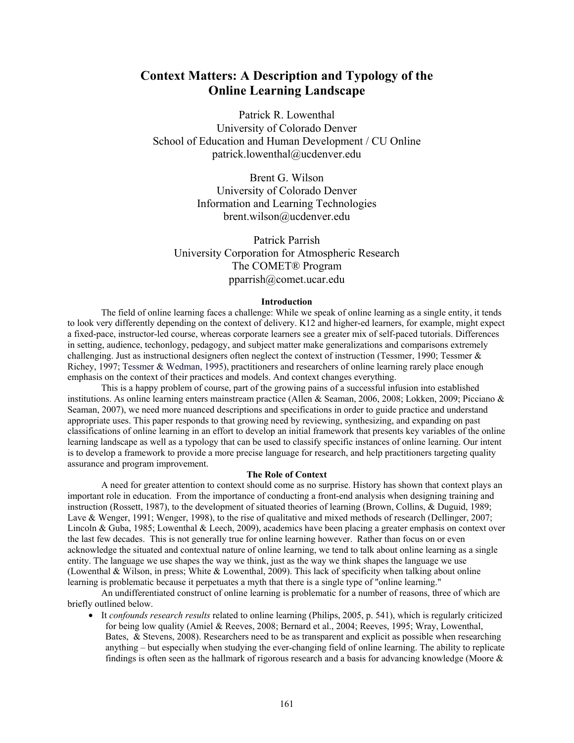# Context Matters: A Description and Typology of the Online Learning Landscape

Patrick R. Lowenthal
University of Colorado Denver
School of Education and Human Development / CU Online
patrick.lowenthal@ucdenver.edu

Brent G. Wilson
University of Colorado Denver
Information and Learning Technologies
brent.wilson@ucdenver.edu

Patrick Parrish
University Corporation for Atmospheric Research
The COMET® Program
pparrish@comet.ucar.edu

## Introduction

The field of online learning faces a challenge: While we speak of online learning as a single entity, it tends to look very differently depending on the context of delivery. K12 and higher-ed learners, for example, might expect a fixed-pace, instructor-led course, whereas corporate learners see a greater mix of self-paced tutorials. Differences in setting, audience, techonlogy, pedagogy, and subject matter make generalizations and comparisons extremely challenging. Just as instructional designers often neglect the context of instruction (Tessmer, 1990; Tessmer & Richey, 1997; Tessmer & Wedman, 1995), practitioners and researchers of online learning rarely place enough emphasis on the context of their practices and models. And context changes everything.

This is a happy problem of course, part of the growing pains of a successful infusion into established institutions. As online learning enters mainstream practice (Allen & Seaman, 2006, 2008; Lokken, 2009; Picciano & Seaman, 2007), we need more nuanced descriptions and specifications in order to guide practice and understand appropriate uses. This paper responds to that growing need by reviewing, synthesizing, and expanding on past classifications of online learning in an effort to develop an initial framework that presents key variables of the online learning landscape as well as a typology that can be used to classify specific instances of online learning. Our intent is to develop a framework to provide a more precise language for research, and help practitioners targeting quality assurance and program improvement.

## The Role of Context

A need for greater attention to context should come as no surprise. History has shown that context plays an important role in education. From the importance of conducting a front-end analysis when designing training and instruction (Rossett, 1987), to the development of situated theories of learning (Brown, Collins, & Duguid, 1989; Lave & Wenger, 1991; Wenger, 1998), to the rise of qualitative and mixed methods of research (Dellinger, 2007; Lincoln & Guba, 1985; Lowenthal & Leech, 2009), academics have been placing a greater emphasis on context over the last few decades. This is not generally true for online learning however. Rather than focus on or even acknowledge the situated and contextual nature of online learning, we tend to talk about online learning as a single entity. The language we use shapes the way we think, just as the way we think shapes the language we use (Lowenthal & Wilson, in press; White & Lowenthal, 2009). This lack of specificity when talking about online learning is problematic because it perpetuates a myth that there is a single type of "online learning."

An undifferentiated construct of online learning is problematic for a number of reasons, three of which are briefly outlined below.

- It *confounds research results* related to online learning (Philips, 2005, p. 541), which is regularly criticized for being low quality (Amiel & Reeves, 2008; Bernard et al., 2004; Reeves, 1995; Wray, Lowenthal, Bates, & Stevens, 2008). Researchers need to be as transparent and explicit as possible when researching anything – but especially when studying the ever-changing field of online learning. The ability to replicate findings is often seen as the hallmark of rigorous research and a basis for advancing knowledge (Moore &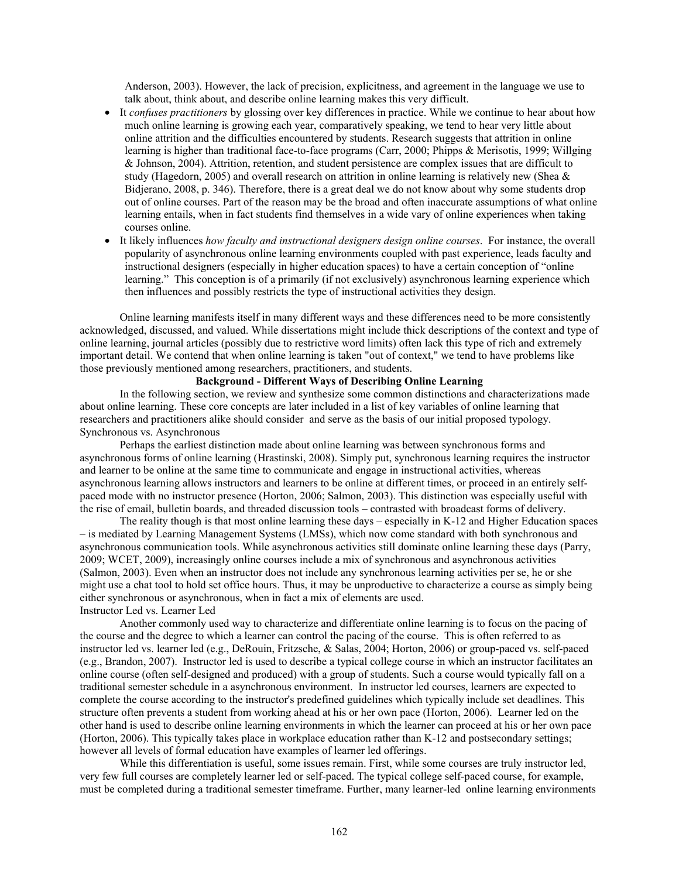Anderson, 2003). However, the lack of precision, explicitness, and agreement in the language we use to talk about, think about, and describe online learning makes this very difficult.

- It *confuses practitioners* by glossing over key differences in practice. While we continue to hear about how much online learning is growing each year, comparatively speaking, we tend to hear very little about online attrition and the difficulties encountered by students. Research suggests that attrition in online learning is higher than traditional face-to-face programs (Carr, 2000; Phipps & Merisotis, 1999; Willging & Johnson, 2004). Attrition, retention, and student persistence are complex issues that are difficult to study (Hagedorn, 2005) and overall research on attrition in online learning is relatively new (Shea & Bidjerano, 2008, p. 346). Therefore, there is a great deal we do not know about why some students drop out of online courses. Part of the reason may be the broad and often inaccurate assumptions of what online learning entails, when in fact students find themselves in a wide vary of online experiences when taking courses online.
- It likely influences *how faculty and instructional designers design online courses*. For instance, the overall popularity of asynchronous online learning environments coupled with past experience, leads faculty and instructional designers (especially in higher education spaces) to have a certain conception of "online learning." This conception is of a primarily (if not exclusively) asynchronous learning experience which then influences and possibly restricts the type of instructional activities they design.

Online learning manifests itself in many different ways and these differences need to be more consistently acknowledged, discussed, and valued. While dissertations might include thick descriptions of the context and type of online learning, journal articles (possibly due to restrictive word limits) often lack this type of rich and extremely important detail. We contend that when online learning is taken "out of context," we tend to have problems like those previously mentioned among researchers, practitioners, and students.

## Background - Different Ways of Describing Online Learning

In the following section, we review and synthesize some common distinctions and characterizations made about online learning. These core concepts are later included in a list of key variables of online learning that researchers and practitioners alike should consider and serve as the basis of our initial proposed typology.

### Synchronous vs. Asynchronous

Perhaps the earliest distinction made about online learning was between synchronous forms and asynchronous forms of online learning (Hrastinski, 2008). Simply put, synchronous learning requires the instructor and learner to be online at the same time to communicate and engage in instructional activities, whereas asynchronous learning allows instructors and learners to be online at different times, or proceed in an entirely self-paced mode with no instructor presence (Horton, 2006; Salmon, 2003). This distinction was especially useful with the rise of email, bulletin boards, and threaded discussion tools – contrasted with broadcast forms of delivery.

The reality though is that most online learning these days – especially in K-12 and Higher Education spaces – is mediated by Learning Management Systems (LMSs), which now come standard with both synchronous and asynchronous communication tools. While asynchronous activities still dominate online learning these days (Parry, 2009; WCET, 2009), increasingly online courses include a mix of synchronous and asynchronous activities (Salmon, 2003). Even when an instructor does not include any synchronous learning activities per se, he or she might use a chat tool to hold set office hours. Thus, it may be unproductive to characterize a course as simply being either synchronous or asynchronous, when in fact a mix of elements are used.

### Instructor Led vs. Learner Led

Another commonly used way to characterize and differentiate online learning is to focus on the pacing of the course and the degree to which a learner can control the pacing of the course. This is often referred to as instructor led vs. learner led (e.g., DeRouin, Fritzsche, & Salas, 2004; Horton, 2006) or group-paced vs. self-paced (e.g., Brandon, 2007). Instructor led is used to describe a typical college course in which an instructor facilitates an online course (often self-designed and produced) with a group of students. Such a course would typically fall on a traditional semester schedule in a asynchronous environment. In instructor led courses, learners are expected to complete the course according to the instructor's predefined guidelines which typically include set deadlines. This structure often prevents a student from working ahead at his or her own pace (Horton, 2006). Learner led on the other hand is used to describe online learning environments in which the learner can proceed at his or her own pace (Horton, 2006). This typically takes place in workplace education rather than K-12 and postsecondary settings; however all levels of formal education have examples of learner led offerings.

While this differentiation is useful, some issues remain. First, while some courses are truly instructor led, very few full courses are completely learner led or self-paced. The typical college self-paced course, for example, must be completed during a traditional semester timeframe. Further, many learner-led online learning environments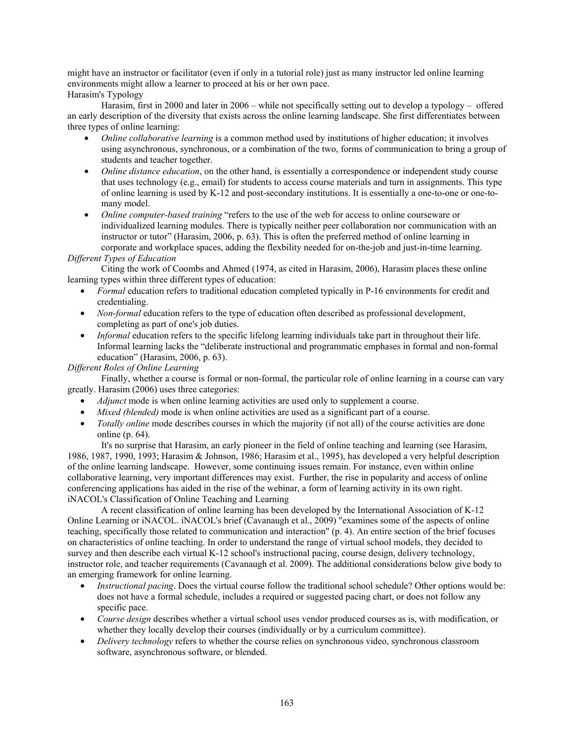might have an instructor or facilitator (even if only in a tutorial role) just as many instructor led online learning environments might allow a learner to proceed at his or her own pace.

### Harasim's Typology

Harasim, first in 2000 and later in 2006 – while not specifically setting out to develop a typology – offered an early description of the diversity that exists across the online learning landscape. She first differentiates between three types of online learning:

- *Online collaborative learning* is a common method used by institutions of higher education; it involves using asynchronous, synchronous, or a combination of the two, forms of communication to bring a group of students and teacher together.
- *Online distance education*, on the other hand, is essentially a correspondence or independent study course that uses technology (e.g., email) for students to access course materials and turn in assignments. This type of online learning is used by K-12 and post-secondary institutions. It is essentially a one-to-one or one-to-many model.
- *Online computer-based training* "refers to the use of the web for access to online courseware or individualized learning modules. There is typically neither peer collaboration nor communication with an instructor or tutor" (Harasim, 2006, p. 63). This is often the preferred method of online learning in corporate and workplace spaces, adding the flexbility needed for on-the-job and just-in-time learning.

#### *Different Types of Education*

Citing the work of Coombs and Ahmed (1974, as cited in Harasim, 2006), Harasim places these online learning types within three different types of education:

- *Formal* education refers to traditional education completed typically in P-16 environments for credit and credentialing.
- *Non-formal* education refers to the type of education often described as professional development, completing as part of one's job duties.
- *Informal* education refers to the specific lifelong learning individuals take part in throughout their life. Informal learning lacks the "deliberate instructional and programmatic emphases in formal and non-formal education" (Harasim, 2006, p. 63).

#### *Different Roles of Online Learning*

Finally, whether a course is formal or non-formal, the particular role of online learning in a course can vary greatly. Harasim (2006) uses three categories:

- *Adjunct* mode is when online learning activities are used only to supplement a course.
- *Mixed (blended)* mode is when online activities are used as a significant part of a course.
- *Totally online* mode describes courses in which the majority (if not all) of the course activities are done online (p. 64).

It's no surprise that Harasim, an early pioneer in the field of online teaching and learning (see Harasim, 1986, 1987, 1990, 1993; Harasim & Johnson, 1986; Harasim et al., 1995), has developed a very helpful description of the online learning landscape. However, some continuing issues remain. For instance, even within online collaborative learning, very important differences may exist. Further, the rise in popularity and access of online conferencing applications has aided in the rise of the webinar, a form of learning activity in its own right.

### iNACOL's Classification of Online Teaching and Learning

A recent classification of online learning has been developed by the International Association of K-12 Online Learning or iNACOL. iNACOL's brief (Cavanaugh et al., 2009) "examines some of the aspects of online teaching, specifically those related to communication and interaction" (p. 4). An entire section of the brief focuses on characteristics of online teaching. In order to understand the range of virtual school models, they decided to survey and then describe each virtual K-12 school's instructional pacing, course design, delivery technology, instructor role, and teacher requirements (Cavanaugh et al. 2009). The additional considerations below give body to an emerging framework for online learning.

- *Instructional pacing*. Does the virtual course follow the traditional school schedule? Other options would be: does not have a formal schedule, includes a required or suggested pacing chart, or does not follow any specific pace.
- *Course design* describes whether a virtual school uses vendor produced courses as is, with modification, or whether they locally develop their courses (individually or by a curriculum committee).
- *Delivery technology* refers to whether the course relies on synchronous video, synchronous classroom software, asynchronous software, or blended.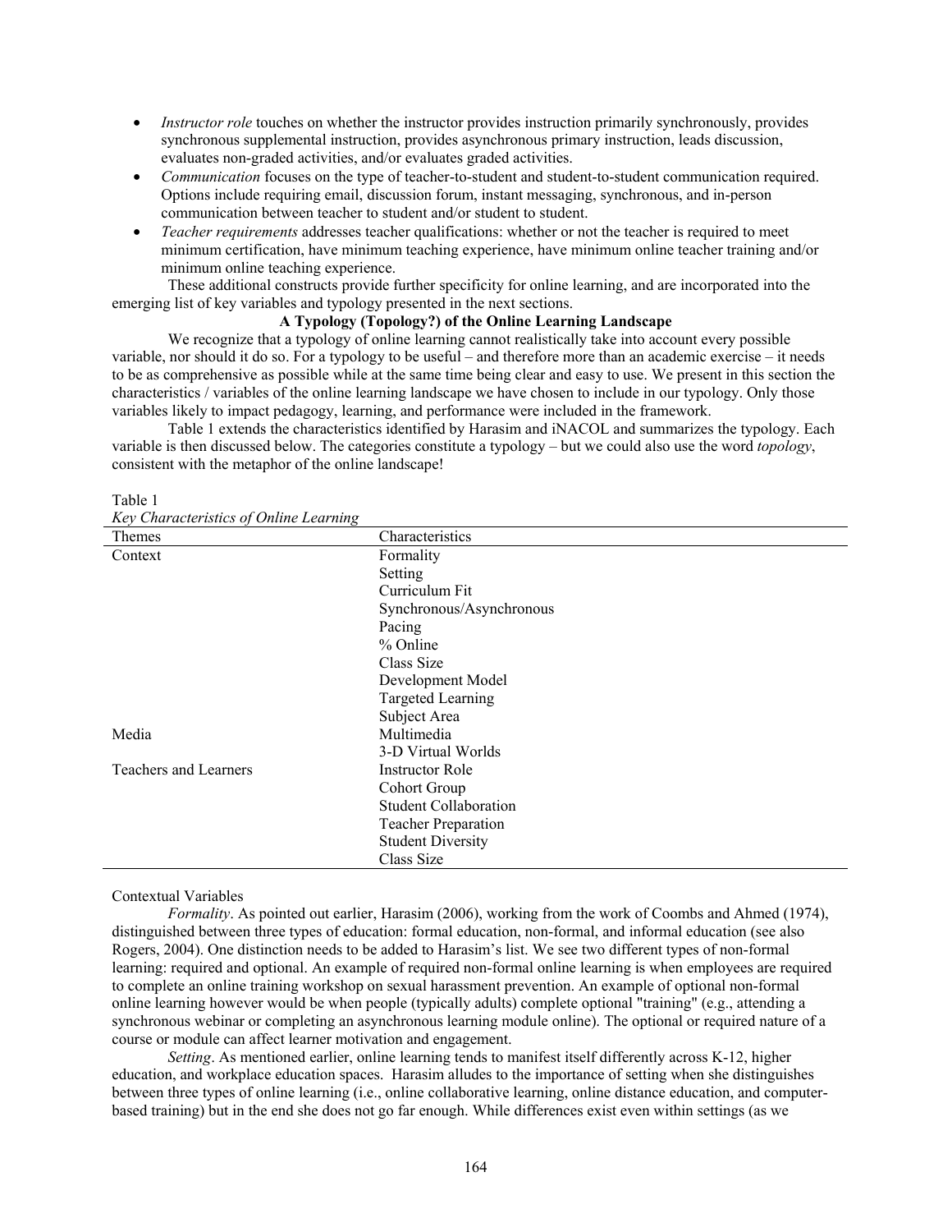- *Instructor role* touches on whether the instructor provides instruction primarily synchronously, provides synchronous supplemental instruction, provides asynchronous primary instruction, leads discussion, evaluates non-graded activities, and/or evaluates graded activities.
- *Communication* focuses on the type of teacher-to-student and student-to-student communication required. Options include requiring email, discussion forum, instant messaging, synchronous, and in-person communication between teacher to student and/or student to student.
- *Teacher requirements* addresses teacher qualifications: whether or not the teacher is required to meet minimum certification, have minimum teaching experience, have minimum online teacher training and/or minimum online teaching experience.

These additional constructs provide further specificity for online learning, and are incorporated into the emerging list of key variables and typology presented in the next sections.

## A Typology (Topology?) of the Online Learning Landscape

We recognize that a typology of online learning cannot realistically take into account every possible variable, nor should it do so. For a typology to be useful – and therefore more than an academic exercise – it needs to be as comprehensive as possible while at the same time being clear and easy to use. We present in this section the characteristics / variables of the online learning landscape we have chosen to include in our typology. Only those variables likely to impact pedagogy, learning, and performance were included in the framework.

Table 1 extends the characteristics identified by Harasim and iNACOL and summarizes the typology. Each variable is then discussed below. The categories constitute a typology – but we could also use the word *topology*, consistent with the metaphor of the online landscape!

Table 1
*Key Characteristics of Online Learning*

| Themes | Characteristics |
|---|---|
| Context | Formality |
| | Setting |
| | Curriculum Fit |
| | Synchronous/Asynchronous |
| | Pacing |
| | % Online |
| | Class Size |
| | Development Model |
| | Targeted Learning |
| | Subject Area |
| Media | Multimedia |
| | 3-D Virtual Worlds |
| Teachers and Learners | Instructor Role |
| | Cohort Group |
| | Student Collaboration |
| | Teacher Preparation |
| | Student Diversity |
| | Class Size |

### Contextual Variables

*Formality*. As pointed out earlier, Harasim (2006), working from the work of Coombs and Ahmed (1974), distinguished between three types of education: formal education, non-formal, and informal education (see also Rogers, 2004). One distinction needs to be added to Harasim's list. We see two different types of non-formal learning: required and optional. An example of required non-formal online learning is when employees are required to complete an online training workshop on sexual harassment prevention. An example of optional non-formal online learning however would be when people (typically adults) complete optional "training" (e.g., attending a synchronous webinar or completing an asynchronous learning module online). The optional or required nature of a course or module can affect learner motivation and engagement.

*Setting*. As mentioned earlier, online learning tends to manifest itself differently across K-12, higher education, and workplace education spaces. Harasim alludes to the importance of setting when she distinguishes between three types of online learning (i.e., online collaborative learning, online distance education, and computer-based training) but in the end she does not go far enough. While differences exist even within settings (as we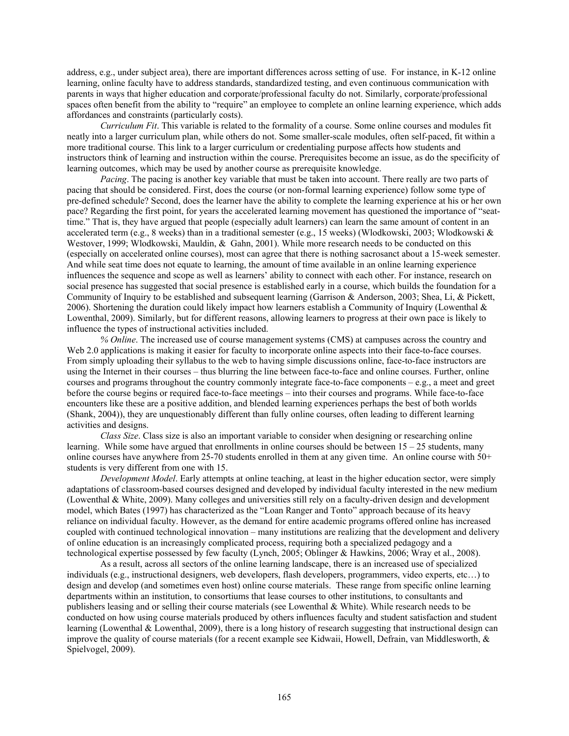address, e.g., under subject area), there are important differences across setting of use. For instance, in K-12 online learning, online faculty have to address standards, standardized testing, and even continuous communication with parents in ways that higher education and corporate/professional faculty do not. Similarly, corporate/professional spaces often benefit from the ability to "require" an employee to complete an online learning experience, which adds affordances and constraints (particularly costs).

*Curriculum Fit*. This variable is related to the formality of a course. Some online courses and modules fit neatly into a larger curriculum plan, while others do not. Some smaller-scale modules, often self-paced, fit within a more traditional course. This link to a larger curriculum or credentialing purpose affects how students and instructors think of learning and instruction within the course. Prerequisites become an issue, as do the specificity of learning outcomes, which may be used by another course as prerequisite knowledge.

*Pacing*. The pacing is another key variable that must be taken into account. There really are two parts of pacing that should be considered. First, does the course (or non-formal learning experience) follow some type of pre-defined schedule? Second, does the learner have the ability to complete the learning experience at his or her own pace? Regarding the first point, for years the accelerated learning movement has questioned the importance of "seat-time." That is, they have argued that people (especially adult learners) can learn the same amount of content in an accelerated term (e.g., 8 weeks) than in a traditional semester (e.g., 15 weeks) (Wlodkowski, 2003; Wlodkowski & Westover, 1999; Wlodkowski, Mauldin, & Gahn, 2001). While more research needs to be conducted on this (especially on accelerated online courses), most can agree that there is nothing sacrosanct about a 15-week semester. And while seat time does not equate to learning, the amount of time available in an online learning experience influences the sequence and scope as well as learners' ability to connect with each other. For instance, research on social presence has suggested that social presence is established early in a course, which builds the foundation for a Community of Inquiry to be established and subsequent learning (Garrison & Anderson, 2003; Shea, Li, & Pickett, 2006). Shortening the duration could likely impact how learners establish a Community of Inquiry (Lowenthal & Lowenthal, 2009). Similarly, but for different reasons, allowing learners to progress at their own pace is likely to influence the types of instructional activities included.

*% Online*. The increased use of course management systems (CMS) at campuses across the country and Web 2.0 applications is making it easier for faculty to incorporate online aspects into their face-to-face courses. From simply uploading their syllabus to the web to having simple discussions online, face-to-face instructors are using the Internet in their courses – thus blurring the line between face-to-face and online courses. Further, online courses and programs throughout the country commonly integrate face-to-face components – e.g., a meet and greet before the course begins or required face-to-face meetings – into their courses and programs. While face-to-face encounters like these are a positive addition, and blended learning experiences perhaps the best of both worlds (Shank, 2004)), they are unquestionably different than fully online courses, often leading to different learning activities and designs.

*Class Size*. Class size is also an important variable to consider when designing or researching online learning. While some have argued that enrollments in online courses should be between 15 – 25 students, many online courses have anywhere from 25-70 students enrolled in them at any given time. An online course with 50+ students is very different from one with 15.

*Development Model*. Early attempts at online teaching, at least in the higher education sector, were simply adaptations of classroom-based courses designed and developed by individual faculty interested in the new medium (Lowenthal & White, 2009). Many colleges and universities still rely on a faculty-driven design and development model, which Bates (1997) has characterized as the "Loan Ranger and Tonto" approach because of its heavy reliance on individual faculty. However, as the demand for entire academic programs offered online has increased coupled with continued technological innovation – many institutions are realizing that the development and delivery of online education is an increasingly complicated process, requiring both a specialized pedagogy and a technological expertise possessed by few faculty (Lynch, 2005; Oblinger & Hawkins, 2006; Wray et al., 2008).

As a result, across all sectors of the online learning landscape, there is an increased use of specialized individuals (e.g., instructional designers, web developers, flash developers, programmers, video experts, etc…) to design and develop (and sometimes even host) online course materials. These range from specific online learning departments within an institution, to consortiums that lease courses to other institutions, to consultants and publishers leasing and or selling their course materials (see Lowenthal & White). While research needs to be conducted on how using course materials produced by others influences faculty and student satisfaction and student learning (Lowenthal & Lowenthal, 2009), there is a long history of research suggesting that instructional design can improve the quality of course materials (for a recent example see Kidwaii, Howell, Defrain, van Middlesworth, & Spielvogel, 2009).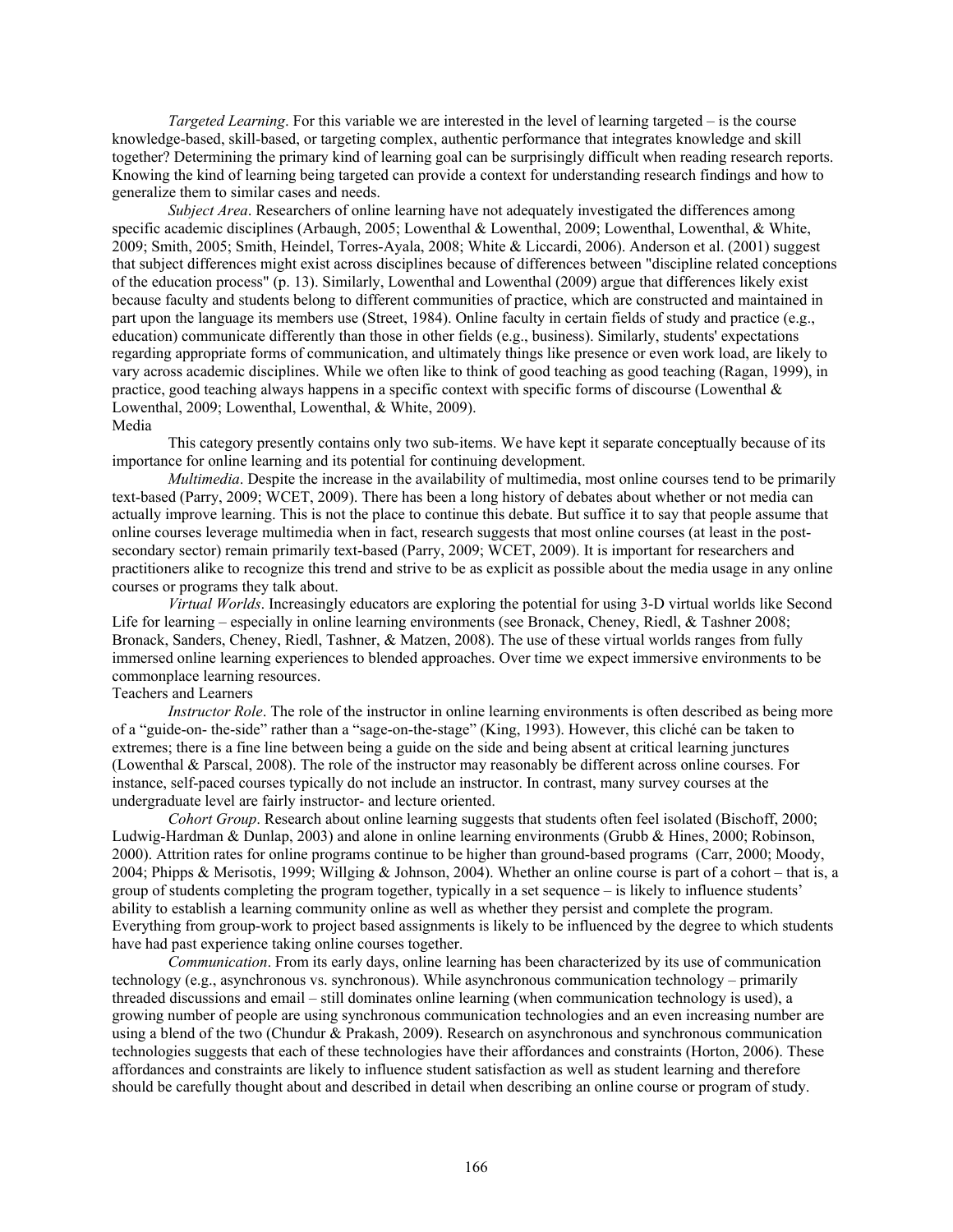*Targeted Learning*. For this variable we are interested in the level of learning targeted – is the course knowledge-based, skill-based, or targeting complex, authentic performance that integrates knowledge and skill together? Determining the primary kind of learning goal can be surprisingly difficult when reading research reports. Knowing the kind of learning being targeted can provide a context for understanding research findings and how to generalize them to similar cases and needs.

*Subject Area*. Researchers of online learning have not adequately investigated the differences among specific academic disciplines (Arbaugh, 2005; Lowenthal & Lowenthal, 2009; Lowenthal, Lowenthal, & White, 2009; Smith, 2005; Smith, Heindel, Torres-Ayala, 2008; White & Liccardi, 2006). Anderson et al. (2001) suggest that subject differences might exist across disciplines because of differences between "discipline related conceptions of the education process" (p. 13). Similarly, Lowenthal and Lowenthal (2009) argue that differences likely exist because faculty and students belong to different communities of practice, which are constructed and maintained in part upon the language its members use (Street, 1984). Online faculty in certain fields of study and practice (e.g., education) communicate differently than those in other fields (e.g., business). Similarly, students' expectations regarding appropriate forms of communication, and ultimately things like presence or even work load, are likely to vary across academic disciplines. While we often like to think of good teaching as good teaching (Ragan, 1999), in practice, good teaching always happens in a specific context with specific forms of discourse (Lowenthal & Lowenthal, 2009; Lowenthal, Lowenthal, & White, 2009).

### Media

This category presently contains only two sub-items. We have kept it separate conceptually because of its importance for online learning and its potential for continuing development.

*Multimedia*. Despite the increase in the availability of multimedia, most online courses tend to be primarily text-based (Parry, 2009; WCET, 2009). There has been a long history of debates about whether or not media can actually improve learning. This is not the place to continue this debate. But suffice it to say that people assume that online courses leverage multimedia when in fact, research suggests that most online courses (at least in the post-secondary sector) remain primarily text-based (Parry, 2009; WCET, 2009). It is important for researchers and practitioners alike to recognize this trend and strive to be as explicit as possible about the media usage in any online courses or programs they talk about.

*Virtual Worlds*. Increasingly educators are exploring the potential for using 3-D virtual worlds like Second Life for learning – especially in online learning environments (see Bronack, Cheney, Riedl, & Tashner 2008; Bronack, Sanders, Cheney, Riedl, Tashner, & Matzen, 2008). The use of these virtual worlds ranges from fully immersed online learning experiences to blended approaches. Over time we expect immersive environments to be commonplace learning resources.

### Teachers and Learners

*Instructor Role*. The role of the instructor in online learning environments is often described as being more of a "guide-on- the-side" rather than a "sage-on-the-stage" (King, 1993). However, this cliché can be taken to extremes; there is a fine line between being a guide on the side and being absent at critical learning junctures (Lowenthal & Parscal, 2008). The role of the instructor may reasonably be different across online courses. For instance, self-paced courses typically do not include an instructor. In contrast, many survey courses at the undergraduate level are fairly instructor- and lecture oriented.

*Cohort Group*. Research about online learning suggests that students often feel isolated (Bischoff, 2000; Ludwig-Hardman & Dunlap, 2003) and alone in online learning environments (Grubb & Hines, 2000; Robinson, 2000). Attrition rates for online programs continue to be higher than ground-based programs (Carr, 2000; Moody, 2004; Phipps & Merisotis, 1999; Willging & Johnson, 2004). Whether an online course is part of a cohort – that is, a group of students completing the program together, typically in a set sequence – is likely to influence students' ability to establish a learning community online as well as whether they persist and complete the program. Everything from group-work to project based assignments is likely to be influenced by the degree to which students have had past experience taking online courses together.

*Communication*. From its early days, online learning has been characterized by its use of communication technology (e.g., asynchronous vs. synchronous). While asynchronous communication technology – primarily threaded discussions and email – still dominates online learning (when communication technology is used), a growing number of people are using synchronous communication technologies and an even increasing number are using a blend of the two (Chundur & Prakash, 2009). Research on asynchronous and synchronous communication technologies suggests that each of these technologies have their affordances and constraints (Horton, 2006). These affordances and constraints are likely to influence student satisfaction as well as student learning and therefore should be carefully thought about and described in detail when describing an online course or program of study.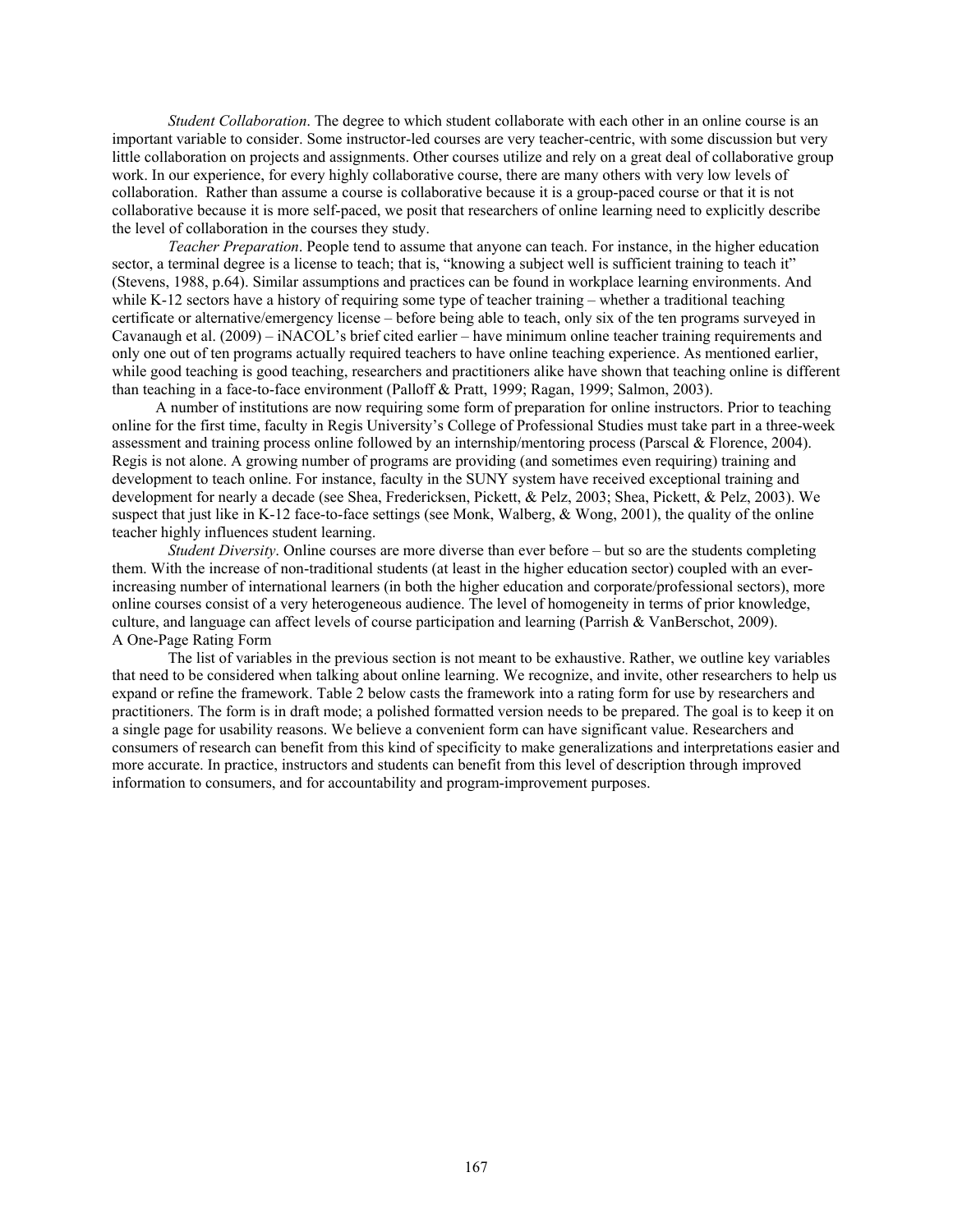*Student Collaboration*. The degree to which student collaborate with each other in an online course is an important variable to consider. Some instructor-led courses are very teacher-centric, with some discussion but very little collaboration on projects and assignments. Other courses utilize and rely on a great deal of collaborative group work. In our experience, for every highly collaborative course, there are many others with very low levels of collaboration. Rather than assume a course is collaborative because it is a group-paced course or that it is not collaborative because it is more self-paced, we posit that researchers of online learning need to explicitly describe the level of collaboration in the courses they study.

*Teacher Preparation*. People tend to assume that anyone can teach. For instance, in the higher education sector, a terminal degree is a license to teach; that is, "knowing a subject well is sufficient training to teach it" (Stevens, 1988, p.64). Similar assumptions and practices can be found in workplace learning environments. And while K-12 sectors have a history of requiring some type of teacher training – whether a traditional teaching certificate or alternative/emergency license – before being able to teach, only six of the ten programs surveyed in Cavanaugh et al. (2009) – iNACOL's brief cited earlier – have minimum online teacher training requirements and only one out of ten programs actually required teachers to have online teaching experience. As mentioned earlier, while good teaching is good teaching, researchers and practitioners alike have shown that teaching online is different than teaching in a face-to-face environment (Palloff & Pratt, 1999; Ragan, 1999; Salmon, 2003).

A number of institutions are now requiring some form of preparation for online instructors. Prior to teaching online for the first time, faculty in Regis University's College of Professional Studies must take part in a three-week assessment and training process online followed by an internship/mentoring process (Parscal & Florence, 2004). Regis is not alone. A growing number of programs are providing (and sometimes even requiring) training and development to teach online. For instance, faculty in the SUNY system have received exceptional training and development for nearly a decade (see Shea, Fredericksen, Pickett, & Pelz, 2003; Shea, Pickett, & Pelz, 2003). We suspect that just like in K-12 face-to-face settings (see Monk, Walberg, & Wong, 2001), the quality of the online teacher highly influences student learning.

*Student Diversity*. Online courses are more diverse than ever before – but so are the students completing them. With the increase of non-traditional students (at least in the higher education sector) coupled with an ever-increasing number of international learners (in both the higher education and corporate/professional sectors), more online courses consist of a very heterogeneous audience. The level of homogeneity in terms of prior knowledge, culture, and language can affect levels of course participation and learning (Parrish & VanBerschot, 2009).

## A One-Page Rating Form

The list of variables in the previous section is not meant to be exhaustive. Rather, we outline key variables that need to be considered when talking about online learning. We recognize, and invite, other researchers to help us expand or refine the framework. Table 2 below casts the framework into a rating form for use by researchers and practitioners. The form is in draft mode; a polished formatted version needs to be prepared. The goal is to keep it on a single page for usability reasons. We believe a convenient form can have significant value. Researchers and consumers of research can benefit from this kind of specificity to make generalizations and interpretations easier and more accurate. In practice, instructors and students can benefit from this level of description through improved information to consumers, and for accountability and program-improvement purposes.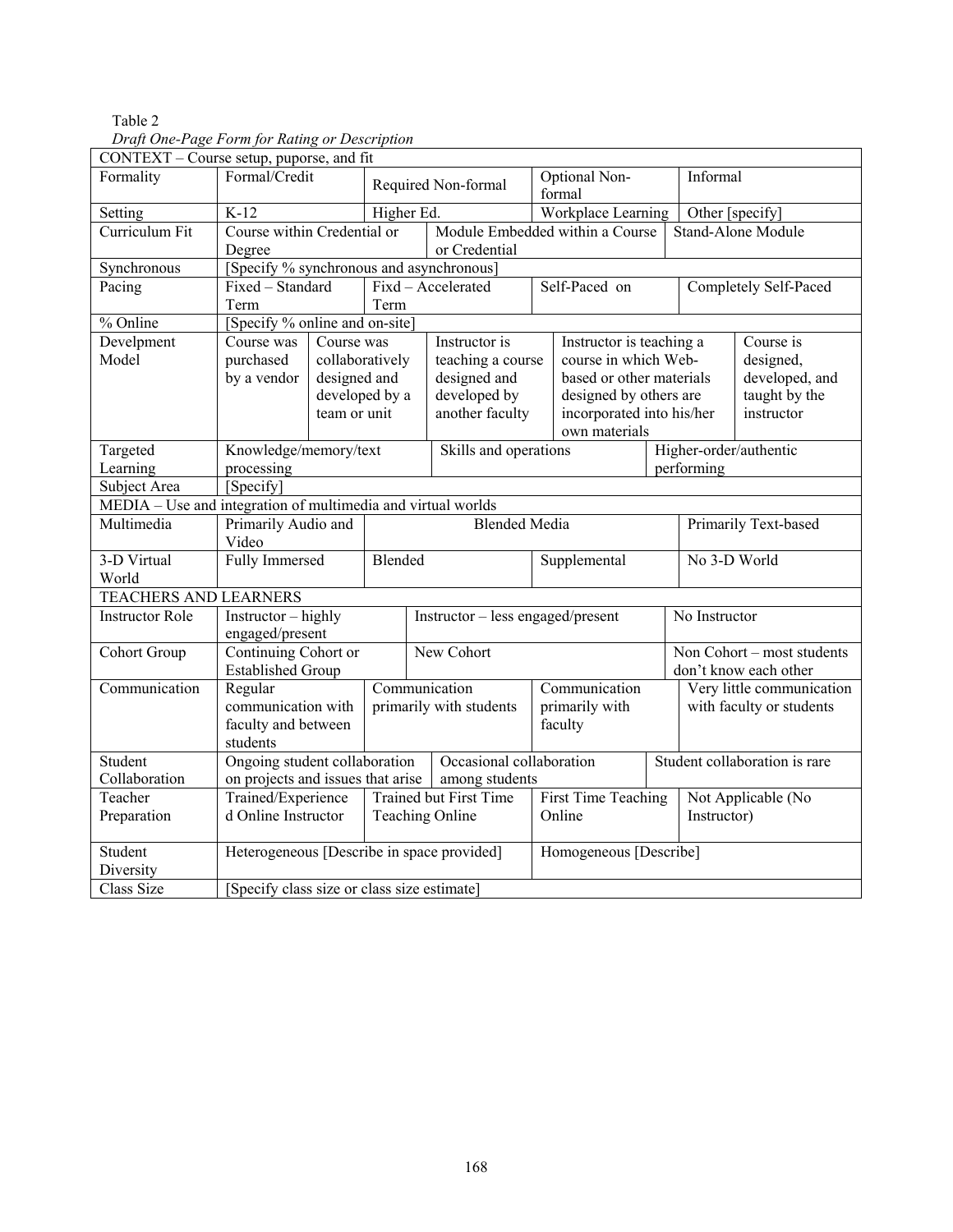Table 2

*Draft One-Page Form for Rating or Description*

| CONTEXT – Course setup, puporse, and fit | | | | | |
|---|---|---|---|---|---|
| Formality | Formal/Credit | Required Non-formal | Optional Non-formal | Informal | |
| Setting | K-12 | Higher Ed. | Workplace Learning | Other [specify] | |
| Curriculum Fit | Course within Credential or Degree | Module Embedded within a Course or Credential | | Stand-Alone Module | |
| Synchronous | [Specify % synchronous and asynchronous] | | | | |
| Pacing | Fixed – Standard Term | Fixd – Accelerated Term | Self-Paced on | Completely Self-Paced | |
| % Online | [Specify % online and on-site] | | | | |
| Develpment Model | Course was purchased by a vendor | Course was collaboratively designed and developed by a team or unit | Instructor is teaching a course designed and developed by another faculty | Instructor is teaching a course in which Web-based or other materials designed by others are incorporated into his/her own materials | Course is designed, developed, and taught by the instructor |
| Targeted Learning | Knowledge/memory/text processing | Skills and operations | Higher-order/authentic performing | | |
| Subject Area | [Specify] | | | | |
| MEDIA – Use and integration of multimedia and virtual worlds | | | | | |
| Multimedia | Primarily Audio and Video | Blended Media | Primarily Text-based | | |
| 3-D Virtual World | Fully Immersed | Blended | Supplemental | No 3-D World | |
| TEACHERS AND LEARNERS | | | | | |
| Instructor Role | Instructor – highly engaged/present | Instructor – less engaged/present | No Instructor | | |
| Cohort Group | Continuing Cohort or Established Group | New Cohort | Non Cohort – most students don't know each other | | |
| Communication | Regular communication with faculty and between students | Communication primarily with students | Communication primarily with faculty | Very little communication with faculty or students | |
| Student Collaboration | Ongoing student collaboration on projects and issues that arise | Occasional collaboration among students | Student collaboration is rare | | |
| Teacher Preparation | Trained/Experienced Online Instructor | Trained but First Time Teaching Online | First Time Teaching Online | Not Applicable (No Instructor) | |
| Student Diversity | Heterogeneous [Describe in space provided] | Homogeneous [Describe] | | | |
| Class Size | [Specify class size or class size estimate] | | | | |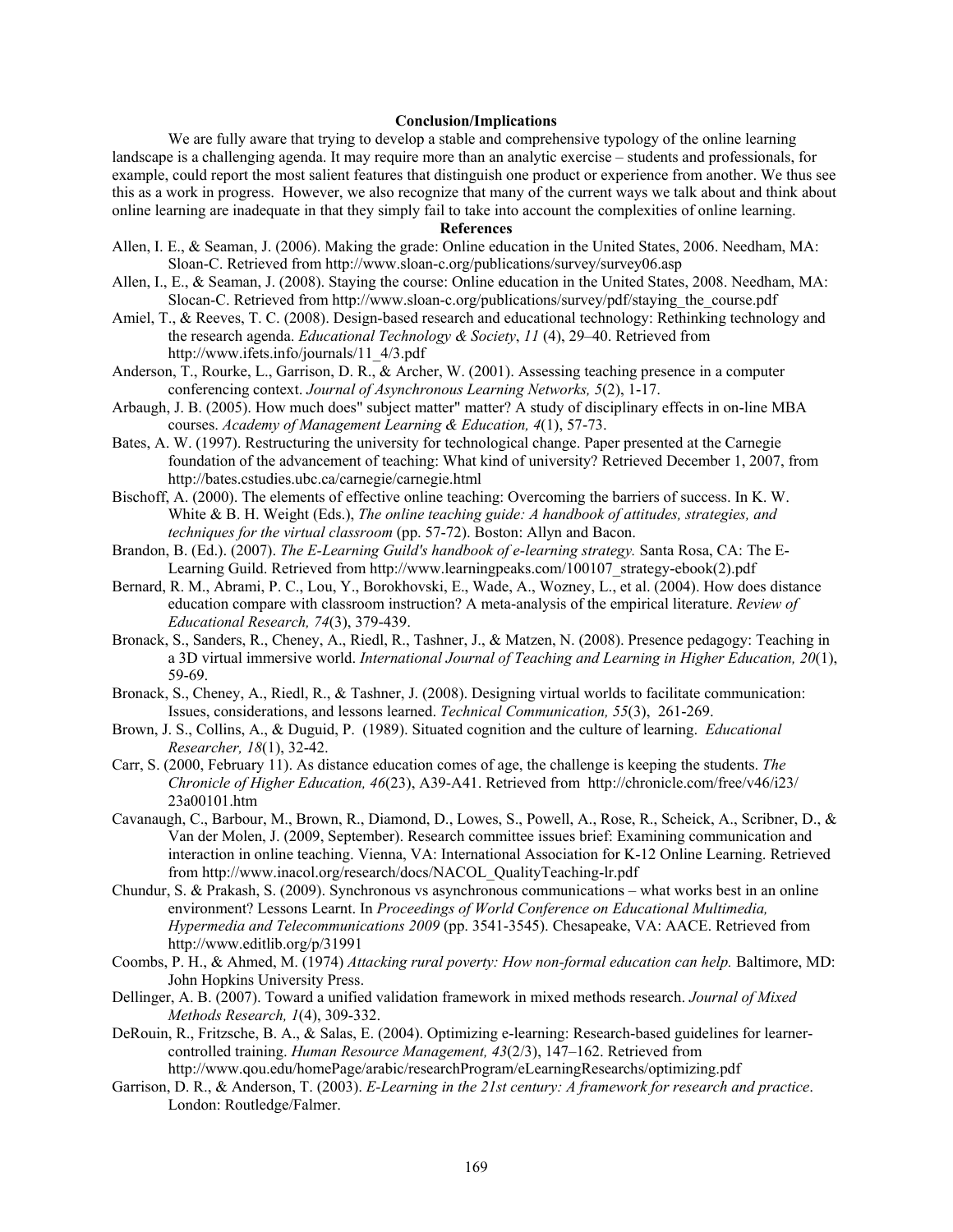## Conclusion/Implications

We are fully aware that trying to develop a stable and comprehensive typology of the online learning landscape is a challenging agenda. It may require more than an analytic exercise – students and professionals, for example, could report the most salient features that distinguish one product or experience from another. We thus see this as a work in progress. However, we also recognize that many of the current ways we talk about and think about online learning are inadequate in that they simply fail to take into account the complexities of online learning.

## References

Allen, I. E., & Seaman, J. (2006). Making the grade: Online education in the United States, 2006. Needham, MA: Sloan-C. Retrieved from http://www.sloan-c.org/publications/survey/survey06.asp

Allen, I., E., & Seaman, J. (2008). Staying the course: Online education in the United States, 2008. Needham, MA: Slocan-C. Retrieved from http://www.sloan-c.org/publications/survey/pdf/staying_the_course.pdf

Amiel, T., & Reeves, T. C. (2008). Design-based research and educational technology: Rethinking technology and the research agenda. *Educational Technology & Society*, *11* (4), 29–40. Retrieved from http://www.ifets.info/journals/11_4/3.pdf

Anderson, T., Rourke, L., Garrison, D. R., & Archer, W. (2001). Assessing teaching presence in a computer conferencing context. *Journal of Asynchronous Learning Networks, 5*(2), 1-17.

Arbaugh, J. B. (2005). How much does" subject matter" matter? A study of disciplinary effects in on-line MBA courses. *Academy of Management Learning & Education, 4*(1), 57-73.

Bates, A. W. (1997). Restructuring the university for technological change. Paper presented at the Carnegie foundation of the advancement of teaching: What kind of university? Retrieved December 1, 2007, from http://bates.cstudies.ubc.ca/carnegie/carnegie.html

Bischoff, A. (2000). The elements of effective online teaching: Overcoming the barriers of success. In K. W. White & B. H. Weight (Eds.), *The online teaching guide: A handbook of attitudes, strategies, and techniques for the virtual classroom* (pp. 57-72). Boston: Allyn and Bacon.

Brandon, B. (Ed.). (2007). *The E-Learning Guild's handbook of e-learning strategy.* Santa Rosa, CA: The E-Learning Guild. Retrieved from http://www.learningpeaks.com/100107_strategy-ebook(2).pdf

Bernard, R. M., Abrami, P. C., Lou, Y., Borokhovski, E., Wade, A., Wozney, L., et al. (2004). How does distance education compare with classroom instruction? A meta-analysis of the empirical literature. *Review of Educational Research, 74*(3), 379-439.

Bronack, S., Sanders, R., Cheney, A., Riedl, R., Tashner, J., & Matzen, N. (2008). Presence pedagogy: Teaching in a 3D virtual immersive world. *International Journal of Teaching and Learning in Higher Education, 20*(1), 59-69.

Bronack, S., Cheney, A., Riedl, R., & Tashner, J. (2008). Designing virtual worlds to facilitate communication: Issues, considerations, and lessons learned. *Technical Communication, 55*(3), 261-269.

Brown, J. S., Collins, A., & Duguid, P. (1989). Situated cognition and the culture of learning. *Educational Researcher, 18*(1), 32-42.

Carr, S. (2000, February 11). As distance education comes of age, the challenge is keeping the students. *The Chronicle of Higher Education, 46*(23), A39-A41. Retrieved from http://chronicle.com/free/v46/i23/23a00101.htm

Cavanaugh, C., Barbour, M., Brown, R., Diamond, D., Lowes, S., Powell, A., Rose, R., Scheick, A., Scribner, D., & Van der Molen, J. (2009, September). Research committee issues brief: Examining communication and interaction in online teaching. Vienna, VA: International Association for K-12 Online Learning. Retrieved from http://www.inacol.org/research/docs/NACOL_QualityTeaching-lr.pdf

Chundur, S. & Prakash, S. (2009). Synchronous vs asynchronous communications – what works best in an online environment? Lessons Learnt. In *Proceedings of World Conference on Educational Multimedia, Hypermedia and Telecommunications 2009* (pp. 3541-3545). Chesapeake, VA: AACE. Retrieved from http://www.editlib.org/p/31991

Coombs, P. H., & Ahmed, M. (1974) *Attacking rural poverty: How non-formal education can help.* Baltimore, MD: John Hopkins University Press.

Dellinger, A. B. (2007). Toward a unified validation framework in mixed methods research. *Journal of Mixed Methods Research, 1*(4), 309-332.

DeRouin, R., Fritzsche, B. A., & Salas, E. (2004). Optimizing e-learning: Research-based guidelines for learner-controlled training. *Human Resource Management, 43*(2/3), 147–162. Retrieved from http://www.qou.edu/homePage/arabic/researchProgram/eLearningResearchs/optimizing.pdf

Garrison, D. R., & Anderson, T. (2003). *E-Learning in the 21st century: A framework for research and practice*. London: Routledge/Falmer.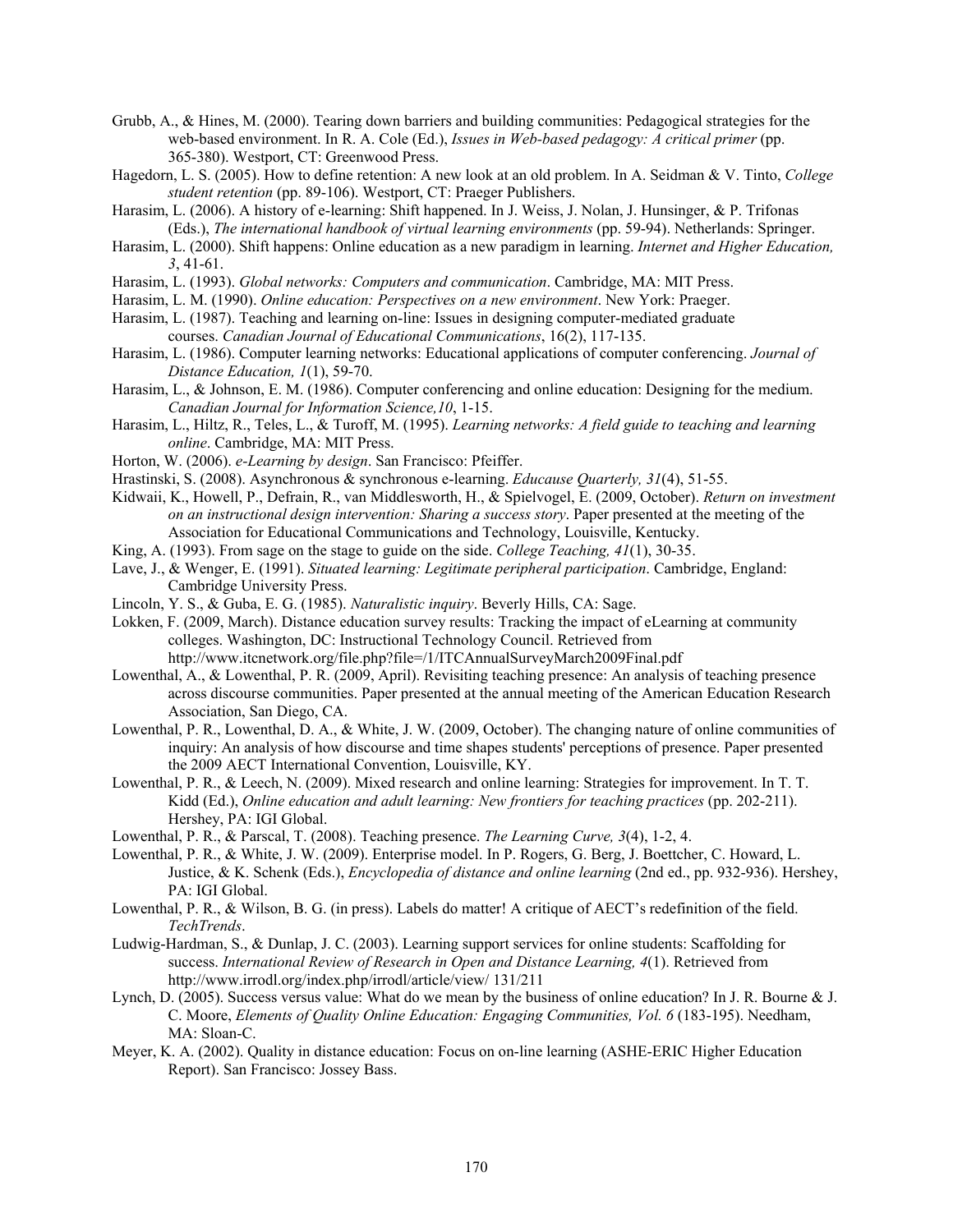Grubb, A., & Hines, M. (2000). Tearing down barriers and building communities: Pedagogical strategies for the web-based environment. In R. A. Cole (Ed.), *Issues in Web-based pedagogy: A critical primer* (pp. 365-380). Westport, CT: Greenwood Press.

Hagedorn, L. S. (2005). How to define retention: A new look at an old problem. In A. Seidman & V. Tinto, *College student retention* (pp. 89-106). Westport, CT: Praeger Publishers.

Harasim, L. (2006). A history of e-learning: Shift happened. In J. Weiss, J. Nolan, J. Hunsinger, & P. Trifonas (Eds.), *The international handbook of virtual learning environments* (pp. 59-94). Netherlands: Springer.

Harasim, L. (2000). Shift happens: Online education as a new paradigm in learning. *Internet and Higher Education, 3*, 41-61.

Harasim, L. (1993). *Global networks: Computers and communication*. Cambridge, MA: MIT Press.

Harasim, L. M. (1990). *Online education: Perspectives on a new environment*. New York: Praeger.

Harasim, L. (1987). Teaching and learning on-line: Issues in designing computer-mediated graduate courses. *Canadian Journal of Educational Communications*, 16(2), 117-135.

Harasim, L. (1986). Computer learning networks: Educational applications of computer conferencing. *Journal of Distance Education, 1*(1), 59-70.

Harasim, L., & Johnson, E. M. (1986). Computer conferencing and online education: Designing for the medium. *Canadian Journal for Information Science,10*, 1-15.

Harasim, L., Hiltz, R., Teles, L., & Turoff, M. (1995). *Learning networks: A field guide to teaching and learning online*. Cambridge, MA: MIT Press.

Horton, W. (2006). *e-Learning by design*. San Francisco: Pfeiffer.

Hrastinski, S. (2008). Asynchronous & synchronous e-learning. *Educause Quarterly, 31*(4), 51-55.

Kidwaii, K., Howell, P., Defrain, R., van Middlesworth, H., & Spielvogel, E. (2009, October). *Return on investment on an instructional design intervention: Sharing a success story*. Paper presented at the meeting of the Association for Educational Communications and Technology, Louisville, Kentucky.

King, A. (1993). From sage on the stage to guide on the side. *College Teaching, 41*(1), 30-35.

Lave, J., & Wenger, E. (1991). *Situated learning: Legitimate peripheral participation*. Cambridge, England: Cambridge University Press.

Lincoln, Y. S., & Guba, E. G. (1985). *Naturalistic inquiry*. Beverly Hills, CA: Sage.

Lokken, F. (2009, March). Distance education survey results: Tracking the impact of eLearning at community colleges. Washington, DC: Instructional Technology Council. Retrieved from http://www.itcnetwork.org/file.php?file=/1/ITCAnnualSurveyMarch2009Final.pdf

Lowenthal, A., & Lowenthal, P. R. (2009, April). Revisiting teaching presence: An analysis of teaching presence across discourse communities. Paper presented at the annual meeting of the American Education Research Association, San Diego, CA.

Lowenthal, P. R., Lowenthal, D. A., & White, J. W. (2009, October). The changing nature of online communities of inquiry: An analysis of how discourse and time shapes students' perceptions of presence. Paper presented the 2009 AECT International Convention, Louisville, KY.

Lowenthal, P. R., & Leech, N. (2009). Mixed research and online learning: Strategies for improvement. In T. T. Kidd (Ed.), *Online education and adult learning: New frontiers for teaching practices* (pp. 202-211). Hershey, PA: IGI Global.

Lowenthal, P. R., & Parscal, T. (2008). Teaching presence. *The Learning Curve, 3*(4), 1-2, 4.

Lowenthal, P. R., & White, J. W. (2009). Enterprise model. In P. Rogers, G. Berg, J. Boettcher, C. Howard, L. Justice, & K. Schenk (Eds.), *Encyclopedia of distance and online learning* (2nd ed., pp. 932-936). Hershey, PA: IGI Global.

Lowenthal, P. R., & Wilson, B. G. (in press). Labels do matter! A critique of AECT's redefinition of the field. *TechTrends*.

Ludwig-Hardman, S., & Dunlap, J. C. (2003). Learning support services for online students: Scaffolding for success. *International Review of Research in Open and Distance Learning, 4*(1). Retrieved from http://www.irrodl.org/index.php/irrodl/article/view/ 131/211

Lynch, D. (2005). Success versus value: What do we mean by the business of online education? In J. R. Bourne & J. C. Moore, *Elements of Quality Online Education: Engaging Communities, Vol. 6* (183-195). Needham, MA: Sloan-C.

Meyer, K. A. (2002). Quality in distance education: Focus on on-line learning (ASHE-ERIC Higher Education Report). San Francisco: Jossey Bass.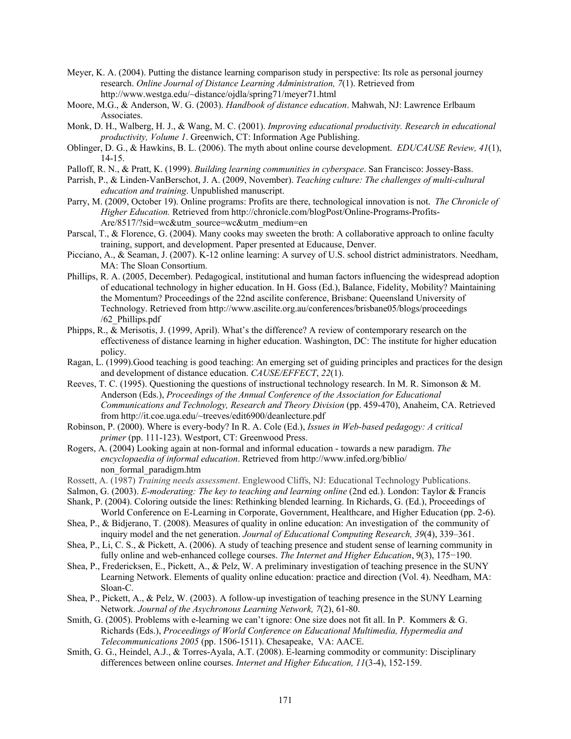Meyer, K. A. (2004). Putting the distance learning comparison study in perspective: Its role as personal journey research. *Online Journal of Distance Learning Administration, 7*(1). Retrieved from http://www.westga.edu/~distance/ojdla/spring71/meyer71.html

Moore, M.G., & Anderson, W. G. (2003). *Handbook of distance education*. Mahwah, NJ: Lawrence Erlbaum Associates.

Monk, D. H., Walberg, H. J., & Wang, M. C. (2001). *Improving educational productivity. Research in educational productivity, Volume 1*. Greenwich, CT: Information Age Publishing.

Oblinger, D. G., & Hawkins, B. L. (2006). The myth about online course development. *EDUCAUSE Review, 41*(1), 14-15.

Palloff, R. N., & Pratt, K. (1999). *Building learning communities in cyberspace*. San Francisco: Jossey-Bass.

Parrish, P., & Linden-VanBerschot, J. A. (2009, November). *Teaching culture: The challenges of multi-cultural education and training*. Unpublished manuscript.

Parry, M. (2009, October 19). Online programs: Profits are there, technological innovation is not. *The Chronicle of Higher Education.* Retrieved from http://chronicle.com/blogPost/Online-Programs-Profits-Are/8517/?sid=wc&utm_source=wc&utm_medium=en

Parscal, T., & Florence, G. (2004). Many cooks may sweeten the broth: A collaborative approach to online faculty training, support, and development. Paper presented at Educause, Denver.

Picciano, A., & Seaman, J. (2007). K-12 online learning: A survey of U.S. school district administrators. Needham, MA: The Sloan Consortium.

Phillips, R. A. (2005, December). Pedagogical, institutional and human factors influencing the widespread adoption of educational technology in higher education. In H. Goss (Ed.), Balance, Fidelity, Mobility? Maintaining the Momentum? Proceedings of the 22nd ascilite conference, Brisbane: Queensland University of Technology. Retrieved from http://www.ascilite.org.au/conferences/brisbane05/blogs/proceedings /62_Phillips.pdf

Phipps, R., & Merisotis, J. (1999, April). What's the difference? A review of contemporary research on the effectiveness of distance learning in higher education. Washington, DC: The institute for higher education policy.

Ragan, L. (1999).Good teaching is good teaching: An emerging set of guiding principles and practices for the design and development of distance education. *CAUSE/EFFECT*, *22*(1).

Reeves, T. C. (1995). Questioning the questions of instructional technology research. In M. R. Simonson & M. Anderson (Eds.), *Proceedings of the Annual Conference of the Association for Educational Communications and Technology, Research and Theory Division* (pp. 459-470), Anaheim, CA. Retrieved from http://it.coe.uga.edu/~treeves/edit6900/deanlecture.pdf

Robinson, P. (2000). Where is every-body? In R. A. Cole (Ed.), *Issues in Web-based pedagogy: A critical primer* (pp. 111-123). Westport, CT: Greenwood Press.

Rogers, A. (2004) Looking again at non-formal and informal education - towards a new paradigm. *The encyclopaedia of informal education*. Retrieved from http://www.infed.org/biblio/ non_formal_paradigm.htm

Rossett, A. (1987) *Training needs assessment*. Englewood Cliffs, NJ: Educational Technology Publications.

Salmon, G. (2003). *E-moderating: The key to teaching and learning online* (2nd ed.). London: Taylor & Francis

Shank, P. (2004). Coloring outside the lines: Rethinking blended learning. In Richards, G. (Ed.), Proceedings of World Conference on E-Learning in Corporate, Government, Healthcare, and Higher Education (pp. 2-6).

Shea, P., & Bidjerano, T. (2008). Measures of quality in online education: An investigation of the community of inquiry model and the net generation. *Journal of Educational Computing Research, 39*(4), 339–361.

Shea, P., Li, C. S., & Pickett, A. (2006). A study of teaching presence and student sense of learning community in fully online and web-enhanced college courses. *The Internet and Higher Education*, 9(3), 175−190.

Shea, P., Fredericksen, E., Pickett, A., & Pelz, W. A preliminary investigation of teaching presence in the SUNY Learning Network. Elements of quality online education: practice and direction (Vol. 4). Needham, MA: Sloan-C.

Shea, P., Pickett, A., & Pelz, W. (2003). A follow-up investigation of teaching presence in the SUNY Learning Network. *Journal of the Asychronous Learning Network, 7*(2), 61-80.

Smith, G. (2005). Problems with e-learning we can't ignore: One size does not fit all. In P. Kommers & G. Richards (Eds.), *Proceedings of World Conference on Educational Multimedia, Hypermedia and Telecommunications 2005* (pp. 1506-1511). Chesapeake, VA: AACE.

Smith, G. G., Heindel, A.J., & Torres-Ayala, A.T. (2008). E-learning commodity or community: Disciplinary differences between online courses. *Internet and Higher Education, 11*(3-4), 152-159.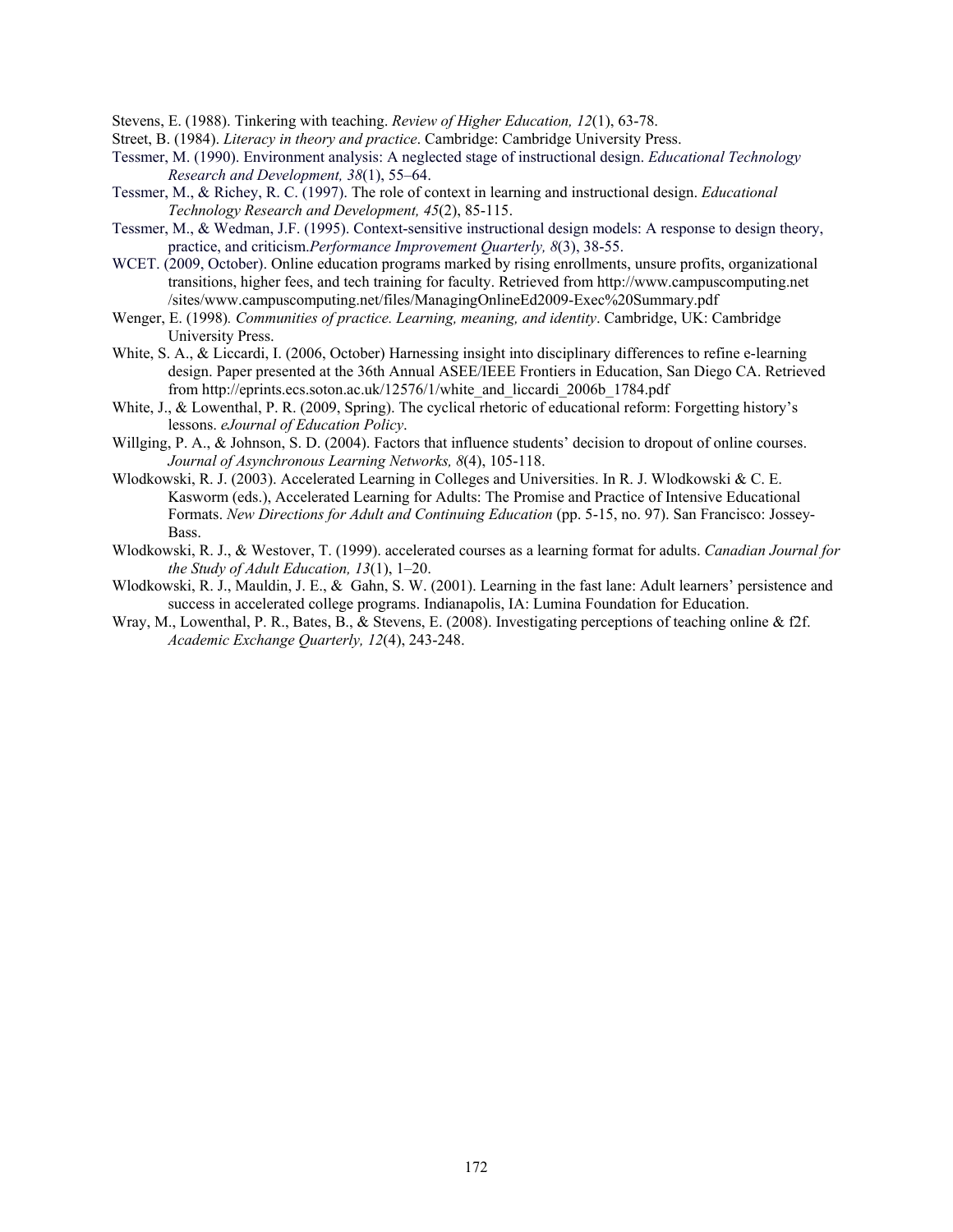Stevens, E. (1988). Tinkering with teaching. *Review of Higher Education, 12*(1), 63-78.

Street, B. (1984). *Literacy in theory and practice*. Cambridge: Cambridge University Press.

Tessmer, M. (1990). Environment analysis: A neglected stage of instructional design. *Educational Technology Research and Development, 38*(1), 55–64.

Tessmer, M., & Richey, R. C. (1997). The role of context in learning and instructional design. *Educational Technology Research and Development, 45*(2), 85-115.

Tessmer, M., & Wedman, J.F. (1995). Context-sensitive instructional design models: A response to design theory, practice, and criticism.*Performance Improvement Quarterly, 8*(3), 38-55.

WCET. (2009, October). Online education programs marked by rising enrollments, unsure profits, organizational transitions, higher fees, and tech training for faculty. Retrieved from http://www.campuscomputing.net /sites/www.campuscomputing.net/files/ManagingOnlineEd2009-Exec%20Summary.pdf

Wenger, E. (1998). *Communities of practice. Learning, meaning, and identity*. Cambridge, UK: Cambridge University Press.

White, S. A., & Liccardi, I. (2006, October) Harnessing insight into disciplinary differences to refine e-learning design. Paper presented at the 36th Annual ASEE/IEEE Frontiers in Education, San Diego CA. Retrieved from http://eprints.ecs.soton.ac.uk/12576/1/white_and_liccardi_2006b_1784.pdf

White, J., & Lowenthal, P. R. (2009, Spring). The cyclical rhetoric of educational reform: Forgetting history's lessons. *eJournal of Education Policy*.

Willging, P. A., & Johnson, S. D. (2004). Factors that influence students' decision to dropout of online courses. *Journal of Asynchronous Learning Networks, 8*(4), 105-118.

Wlodkowski, R. J. (2003). Accelerated Learning in Colleges and Universities. In R. J. Wlodkowski & C. E. Kasworm (eds.), Accelerated Learning for Adults: The Promise and Practice of Intensive Educational Formats. *New Directions for Adult and Continuing Education* (pp. 5-15, no. 97). San Francisco: Jossey-Bass.

Wlodkowski, R. J., & Westover, T. (1999). accelerated courses as a learning format for adults. *Canadian Journal for the Study of Adult Education, 13*(1), 1–20.

Wlodkowski, R. J., Mauldin, J. E., & Gahn, S. W. (2001). Learning in the fast lane: Adult learners' persistence and success in accelerated college programs. Indianapolis, IA: Lumina Foundation for Education.

Wray, M., Lowenthal, P. R., Bates, B., & Stevens, E. (2008). Investigating perceptions of teaching online & f2f. *Academic Exchange Quarterly, 12*(4), 243-248.